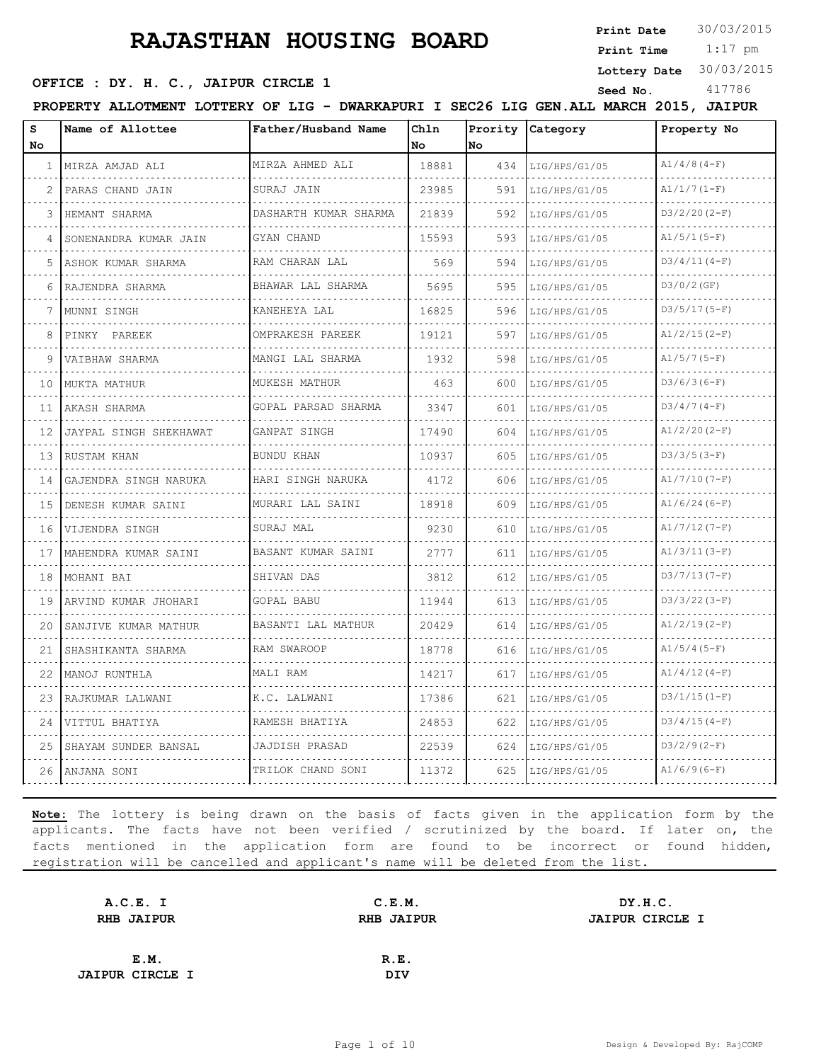# RAJASTHAN HOUSING BOARD

**Print Date** 30/03/2015
**Print Time** 1:17 pm
**Lottery Date** 30/03/2015
**Seed No.** 417786

**OFFICE : DY. H. C., JAIPUR CIRCLE 1**

**PROPERTY ALLOTMENT LOTTERY OF LIG - DWARKAPURI I SEC26 LIG GEN.ALL MARCH 2015, JAIPUR**

| S No | Name of Allottee | Father/Husband Name | Chln No | Prority No | Category | Property No |
|---|---|---|---|---|---|---|
| 1 | MIRZA AMJAD ALI | MIRZA AHMED ALI | 18881 | 434 | LIG/HPS/G1/05 | A1/4/8(4-F) |
| 2 | PARAS CHAND JAIN | SURAJ JAIN | 23985 | 591 | LIG/HPS/G1/05 | A1/1/7(1-F) |
| 3 | HEMANT SHARMA | DASHARTH KUMAR SHARMA | 21839 | 592 | LIG/HPS/G1/05 | D3/2/20(2-F) |
| 4 | SONENANDRA KUMAR JAIN | GYAN CHAND | 15593 | 593 | LIG/HPS/G1/05 | A1/5/1(5-F) |
| 5 | ASHOK KUMAR SHARMA | RAM CHARAN LAL | 569 | 594 | LIG/HPS/G1/05 | D3/4/11(4-F) |
| 6 | RAJENDRA SHARMA | BHAWAR LAL SHARMA | 5695 | 595 | LIG/HPS/G1/05 | D3/0/2(GF) |
| 7 | MUNNI SINGH | KANEHEYA LAL | 16825 | 596 | LIG/HPS/G1/05 | D3/5/17(5-F) |
| 8 | PINKY PAREEK | OMPRAKESH PAREEK | 19121 | 597 | LIG/HPS/G1/05 | A1/2/15(2-F) |
| 9 | VAIBHAW SHARMA | MANGI LAL SHARMA | 1932 | 598 | LIG/HPS/G1/05 | A1/5/7(5-F) |
| 10 | MUKTA MATHUR | MUKESH MATHUR | 463 | 600 | LIG/HPS/G1/05 | D3/6/3(6-F) |
| 11 | AKASH SHARMA | GOPAL PARSAD SHARMA | 3347 | 601 | LIG/HPS/G1/05 | D3/4/7(4-F) |
| 12 | JAYPAL SINGH SHEKHAWAT | GANPAT SINGH | 17490 | 604 | LIG/HPS/G1/05 | A1/2/20(2-F) |
| 13 | RUSTAM KHAN | BUNDU KHAN | 10937 | 605 | LIG/HPS/G1/05 | D3/3/5(3-F) |
| 14 | GAJENDRA SINGH NARUKA | HARI SINGH NARUKA | 4172 | 606 | LIG/HPS/G1/05 | A1/7/10(7-F) |
| 15 | DENESH KUMAR SAINI | MURARI LAL SAINI | 18918 | 609 | LIG/HPS/G1/05 | A1/6/24(6-F) |
| 16 | VIJENDRA SINGH | SURAJ MAL | 9230 | 610 | LIG/HPS/G1/05 | A1/7/12(7-F) |
| 17 | MAHENDRA KUMAR SAINI | BASANT KUMAR SAINI | 2777 | 611 | LIG/HPS/G1/05 | A1/3/11(3-F) |
| 18 | MOHANI BAI | SHIVAN DAS | 3812 | 612 | LIG/HPS/G1/05 | D3/7/13(7-F) |
| 19 | ARVIND KUMAR JHOHARI | GOPAL BABU | 11944 | 613 | LIG/HPS/G1/05 | D3/3/22(3-F) |
| 20 | SANJIVE KUMAR MATHUR | BASANTI LAL MATHUR | 20429 | 614 | LIG/HPS/G1/05 | A1/2/19(2-F) |
| 21 | SHASHIKANTA SHARMA | RAM SWAROOP | 18778 | 616 | LIG/HPS/G1/05 | A1/5/4(5-F) |
| 22 | MANOJ RUNTHLA | MALI RAM | 14217 | 617 | LIG/HPS/G1/05 | A1/4/12(4-F) |
| 23 | RAJKUMAR LALWANI | K.C. LALWANI | 17386 | 621 | LIG/HPS/G1/05 | D3/1/15(1-F) |
| 24 | VITTUL BHATIYA | RAMESH BHATIYA | 24853 | 622 | LIG/HPS/G1/05 | D3/4/15(4-F) |
| 25 | SHAYAM SUNDER BANSAL | JAJDISH PRASAD | 22539 | 624 | LIG/HPS/G1/05 | D3/2/9(2-F) |
| 26 | ANJANA SONI | TRILOK CHAND SONI | 11372 | 625 | LIG/HPS/G1/05 | A1/6/9(6-F) |

**Note:** The lottery is being drawn on the basis of facts given in the application form by the applicants. The facts have not been verified / scrutinized by the board. If later on, the facts mentioned in the application form are found to be incorrect or found hidden, registration will be cancelled and applicant's name will be deleted from the list.

**A.C.E. I**
**RHB JAIPUR**

**C.E.M.**
**RHB JAIPUR**

**DY.H.C.**
**JAIPUR CIRCLE I**

**E.M.**
**JAIPUR CIRCLE I**

**R.E.**
**DIV**

Design & Developed By: RajCOMP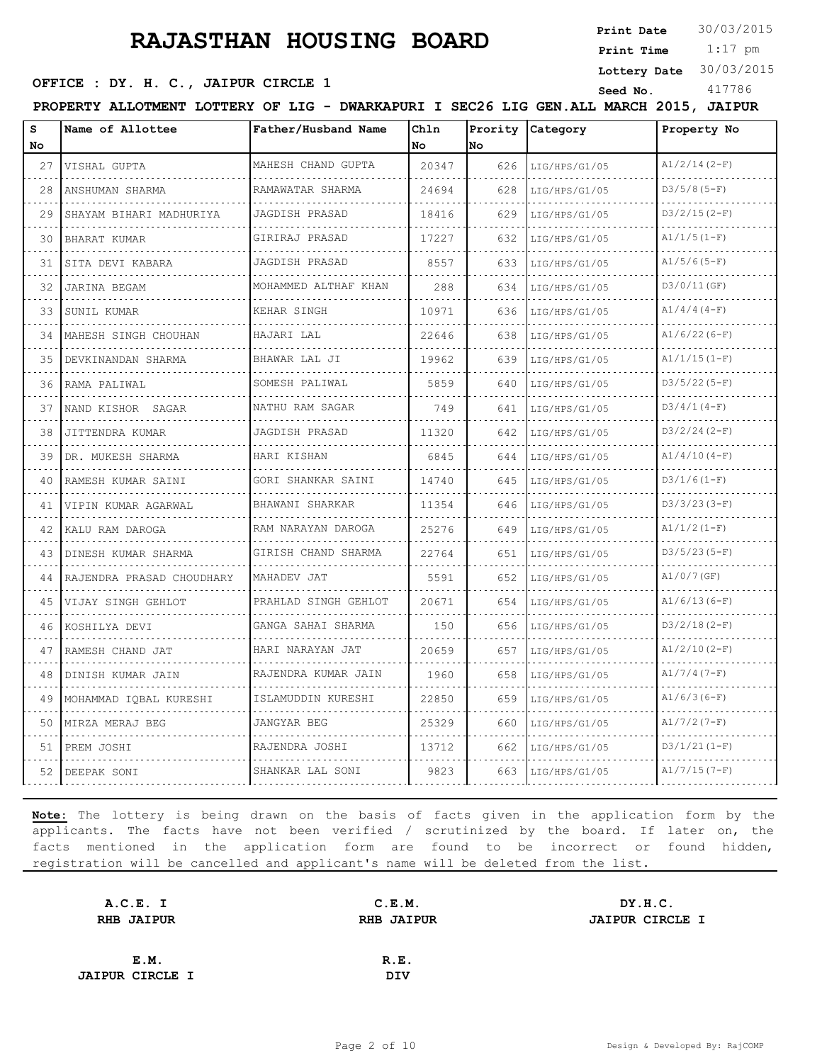# RAJASTHAN HOUSING BOARD

**Print Date** 30/03/2015
**Print Time** 1:17 pm
**Lottery Date** 30/03/2015
**Seed No.** 417786

**OFFICE : DY. H. C., JAIPUR CIRCLE 1**

**PROPERTY ALLOTMENT LOTTERY OF LIG - DWARKAPURI I SEC26 LIG GEN.ALL MARCH 2015, JAIPUR**

| S No | Name of Allottee | Father/Husband Name | Chln No | Prority No | Category | Property No |
|---|---|---|---|---|---|---|
| 27 | VISHAL GUPTA | MAHESH CHAND GUPTA | 20347 | 626 | LIG/HPS/G1/05 | A1/2/14(2-F) |
| 28 | ANSHUMAN SHARMA | RAMAWATAR SHARMA | 24694 | 628 | LIG/HPS/G1/05 | D3/5/8(5-F) |
| 29 | SHAYAM BIHARI MADHURIYA | JAGDISH PRASAD | 18416 | 629 | LIG/HPS/G1/05 | D3/2/15(2-F) |
| 30 | BHARAT KUMAR | GIRIRAJ PRASAD | 17227 | 632 | LIG/HPS/G1/05 | A1/1/5(1-F) |
| 31 | SITA DEVI KABARA | JAGDISH PRASAD | 8557 | 633 | LIG/HPS/G1/05 | A1/5/6(5-F) |
| 32 | JARINA BEGAM | MOHAMMED ALTHAF KHAN | 288 | 634 | LIG/HPS/G1/05 | D3/0/11(GF) |
| 33 | SUNIL KUMAR | KEHAR SINGH | 10971 | 636 | LIG/HPS/G1/05 | A1/4/4(4-F) |
| 34 | MAHESH SINGH CHOUHAN | HAJARI LAL | 22646 | 638 | LIG/HPS/G1/05 | A1/6/22(6-F) |
| 35 | DEVKINANDAN SHARMA | BHAWAR LAL JI | 19962 | 639 | LIG/HPS/G1/05 | A1/1/15(1-F) |
| 36 | RAMA PALIWAL | SOMESH PALIWAL | 5859 | 640 | LIG/HPS/G1/05 | D3/5/22(5-F) |
| 37 | NAND KISHOR SAGAR | NATHU RAM SAGAR | 749 | 641 | LIG/HPS/G1/05 | D3/4/1(4-F) |
| 38 | JITTENDRA KUMAR | JAGDISH PRASAD | 11320 | 642 | LIG/HPS/G1/05 | D3/2/24(2-F) |
| 39 | DR. MUKESH SHARMA | HARI KISHAN | 6845 | 644 | LIG/HPS/G1/05 | A1/4/10(4-F) |
| 40 | RAMESH KUMAR SAINI | GORI SHANKAR SAINI | 14740 | 645 | LIG/HPS/G1/05 | D3/1/6(1-F) |
| 41 | VIPIN KUMAR AGARWAL | BHAWANI SHARKAR | 11354 | 646 | LIG/HPS/G1/05 | D3/3/23(3-F) |
| 42 | KALU RAM DAROGA | RAM NARAYAN DAROGA | 25276 | 649 | LIG/HPS/G1/05 | A1/1/2(1-F) |
| 43 | DINESH KUMAR SHARMA | GIRISH CHAND SHARMA | 22764 | 651 | LIG/HPS/G1/05 | D3/5/23(5-F) |
| 44 | RAJENDRA PRASAD CHOUDHARY | MAHADEV JAT | 5591 | 652 | LIG/HPS/G1/05 | A1/0/7(GF) |
| 45 | VIJAY SINGH GEHLOT | PRAHLAD SINGH GEHLOT | 20671 | 654 | LIG/HPS/G1/05 | A1/6/13(6-F) |
| 46 | KOSHILYA DEVI | GANGA SAHAI SHARMA | 150 | 656 | LIG/HPS/G1/05 | D3/2/18(2-F) |
| 47 | RAMESH CHAND JAT | HARI NARAYAN JAT | 20659 | 657 | LIG/HPS/G1/05 | A1/2/10(2-F) |
| 48 | DINISH KUMAR JAIN | RAJENDRA KUMAR JAIN | 1960 | 658 | LIG/HPS/G1/05 | A1/7/4(7-F) |
| 49 | MOHAMMAD IQBAL KURESHI | ISLAMUDDIN KURESHI | 22850 | 659 | LIG/HPS/G1/05 | A1/6/3(6-F) |
| 50 | MIRZA MERAJ BEG | JANGYAR BEG | 25329 | 660 | LIG/HPS/G1/05 | A1/7/2(7-F) |
| 51 | PREM JOSHI | RAJENDRA JOSHI | 13712 | 662 | LIG/HPS/G1/05 | D3/1/21(1-F) |
| 52 | DEEPAK SONI | SHANKAR LAL SONI | 9823 | 663 | LIG/HPS/G1/05 | A1/7/15(7-F) |

**Note:** The lottery is being drawn on the basis of facts given in the application form by the applicants. The facts have not been verified / scrutinized by the board. If later on, the facts mentioned in the application form are found to be incorrect or found hidden, registration will be cancelled and applicant's name will be deleted from the list.

**A.C.E. I**
**RHB JAIPUR**

**C.E.M.**
**RHB JAIPUR**

**DY.H.C.**
**JAIPUR CIRCLE I**

**E.M.**
**JAIPUR CIRCLE I**

**R.E.**
**DIV**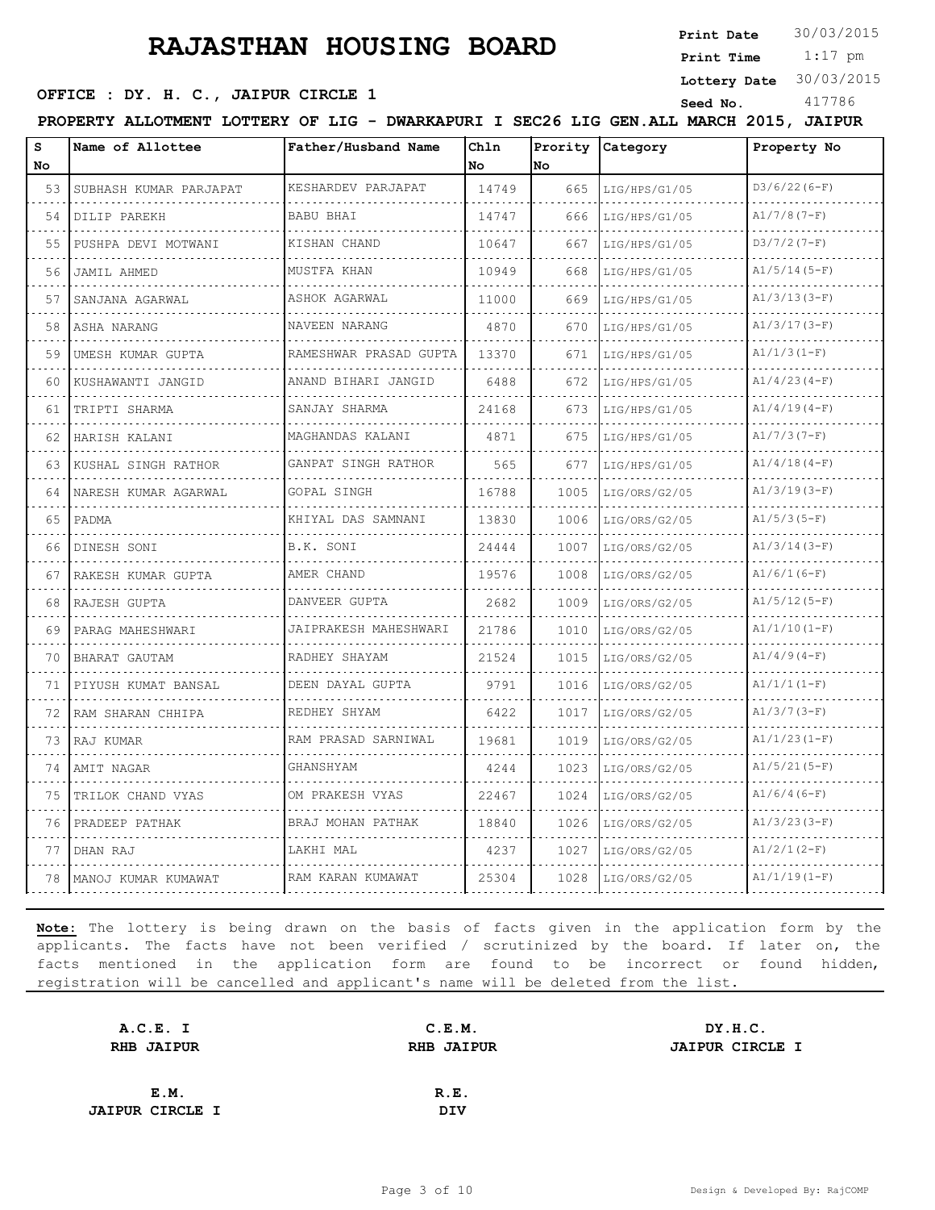# RAJASTHAN HOUSING BOARD

**Print Date** 30/03/2015
**Print Time** 1:17 pm
**Lottery Date** 30/03/2015
**Seed No.** 417786

**OFFICE : DY. H. C., JAIPUR CIRCLE 1**

**PROPERTY ALLOTMENT LOTTERY OF LIG - DWARKAPURI I SEC26 LIG GEN.ALL MARCH 2015, JAIPUR**

| S No | Name of Allottee | Father/Husband Name | Chln No | Prority No | Category | Property No |
|---|---|---|---|---|---|---|
| 53 | SUBHASH KUMAR PARJAPAT | KESHARDEV PARJAPAT | 14749 | 665 | LIG/HPS/G1/05 | D3/6/22(6-F) |
| 54 | DILIP PAREKH | BABU BHAI | 14747 | 666 | LIG/HPS/G1/05 | A1/7/8(7-F) |
| 55 | PUSHPA DEVI MOTWANI | KISHAN CHAND | 10647 | 667 | LIG/HPS/G1/05 | D3/7/2(7-F) |
| 56 | JAMIL AHMED | MUSTFA KHAN | 10949 | 668 | LIG/HPS/G1/05 | A1/5/14(5-F) |
| 57 | SANJANA AGARWAL | ASHOK AGARWAL | 11000 | 669 | LIG/HPS/G1/05 | A1/3/13(3-F) |
| 58 | ASHA NARANG | NAVEEN NARANG | 4870 | 670 | LIG/HPS/G1/05 | A1/3/17(3-F) |
| 59 | UMESH KUMAR GUPTA | RAMESHWAR PRASAD GUPTA | 13370 | 671 | LIG/HPS/G1/05 | A1/1/3(1-F) |
| 60 | KUSHAWANTI JANGID | ANAND BIHARI JANGID | 6488 | 672 | LIG/HPS/G1/05 | A1/4/23(4-F) |
| 61 | TRIPTI SHARMA | SANJAY SHARMA | 24168 | 673 | LIG/HPS/G1/05 | A1/4/19(4-F) |
| 62 | HARISH KALANI | MAGHANDAS KALANI | 4871 | 675 | LIG/HPS/G1/05 | A1/7/3(7-F) |
| 63 | KUSHAL SINGH RATHOR | GANPAT SINGH RATHOR | 565 | 677 | LIG/HPS/G1/05 | A1/4/18(4-F) |
| 64 | NARESH KUMAR AGARWAL | GOPAL SINGH | 16788 | 1005 | LIG/ORS/G2/05 | A1/3/19(3-F) |
| 65 | PADMA | KHIYAL DAS SAMNANI | 13830 | 1006 | LIG/ORS/G2/05 | A1/5/3(5-F) |
| 66 | DINESH SONI | B.K. SONI | 24444 | 1007 | LIG/ORS/G2/05 | A1/3/14(3-F) |
| 67 | RAKESH KUMAR GUPTA | AMER CHAND | 19576 | 1008 | LIG/ORS/G2/05 | A1/6/1(6-F) |
| 68 | RAJESH GUPTA | DANVEER GUPTA | 2682 | 1009 | LIG/ORS/G2/05 | A1/5/12(5-F) |
| 69 | PARAG MAHESHWARI | JAIPRAKESH MAHESHWARI | 21786 | 1010 | LIG/ORS/G2/05 | A1/1/10(1-F) |
| 70 | BHARAT GAUTAM | RADHEY SHAYAM | 21524 | 1015 | LIG/ORS/G2/05 | A1/4/9(4-F) |
| 71 | PIYUSH KUMAT BANSAL | DEEN DAYAL GUPTA | 9791 | 1016 | LIG/ORS/G2/05 | A1/1/1(1-F) |
| 72 | RAM SHARAN CHHIPA | REDHEY SHYAM | 6422 | 1017 | LIG/ORS/G2/05 | A1/3/7(3-F) |
| 73 | RAJ KUMAR | RAM PRASAD SARNIWAL | 19681 | 1019 | LIG/ORS/G2/05 | A1/1/23(1-F) |
| 74 | AMIT NAGAR | GHANSHYAM | 4244 | 1023 | LIG/ORS/G2/05 | A1/5/21(5-F) |
| 75 | TRILOK CHAND VYAS | OM PRAKESH VYAS | 22467 | 1024 | LIG/ORS/G2/05 | A1/6/4(6-F) |
| 76 | PRADEEP PATHAK | BRAJ MOHAN PATHAK | 18840 | 1026 | LIG/ORS/G2/05 | A1/3/23(3-F) |
| 77 | DHAN RAJ | LAKHI MAL | 4237 | 1027 | LIG/ORS/G2/05 | A1/2/1(2-F) |
| 78 | MANOJ KUMAR KUMAWAT | RAM KARAN KUMAWAT | 25304 | 1028 | LIG/ORS/G2/05 | A1/1/19(1-F) |

**Note:** The lottery is being drawn on the basis of facts given in the application form by the applicants. The facts have not been verified / scrutinized by the board. If later on, the facts mentioned in the application form are found to be incorrect or found hidden, registration will be cancelled and applicant's name will be deleted from the list.

**A.C.E. I**
**RHB JAIPUR**

**C.E.M.**
**RHB JAIPUR**

**DY.H.C.**
**JAIPUR CIRCLE I**

**E.M.**
**JAIPUR CIRCLE I**

**R.E.**
**DIV**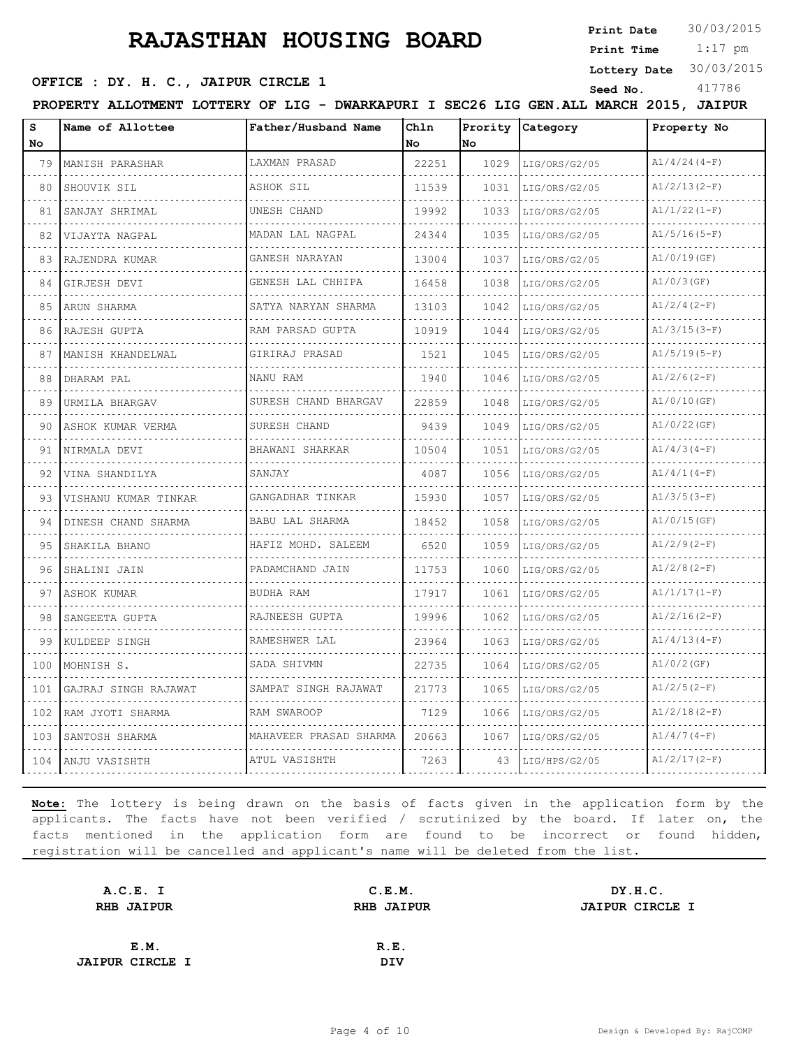# RAJASTHAN HOUSING BOARD

**Print Date** 30/03/2015
**Print Time** 1:17 pm
**Lottery Date** 30/03/2015
**Seed No.** 417786

**OFFICE : DY. H. C., JAIPUR CIRCLE 1**

**PROPERTY ALLOTMENT LOTTERY OF LIG - DWARKAPURI I SEC26 LIG GEN.ALL MARCH 2015, JAIPUR**

| S No | Name of Allottee | Father/Husband Name | Chln No | Prority No | Category | Property No |
|---|---|---|---|---|---|---|
| 79 | MANISH PARASHAR | LAXMAN PRASAD | 22251 | 1029 | LIG/ORS/G2/05 | A1/4/24(4-F) |
| 80 | SHOUVIK SIL | ASHOK SIL | 11539 | 1031 | LIG/ORS/G2/05 | A1/2/13(2-F) |
| 81 | SANJAY SHRIMAL | UNESH CHAND | 19992 | 1033 | LIG/ORS/G2/05 | A1/1/22(1-F) |
| 82 | VIJAYTA NAGPAL | MADAN LAL NAGPAL | 24344 | 1035 | LIG/ORS/G2/05 | A1/5/16(5-F) |
| 83 | RAJENDRA KUMAR | GANESH NARAYAN | 13004 | 1037 | LIG/ORS/G2/05 | A1/0/19(GF) |
| 84 | GIRJESH DEVI | GENESH LAL CHHIPA | 16458 | 1038 | LIG/ORS/G2/05 | A1/0/3(GF) |
| 85 | ARUN SHARMA | SATYA NARYAN SHARMA | 13103 | 1042 | LIG/ORS/G2/05 | A1/2/4(2-F) |
| 86 | RAJESH GUPTA | RAM PARSAD GUPTA | 10919 | 1044 | LIG/ORS/G2/05 | A1/3/15(3-F) |
| 87 | MANISH KHANDELWAL | GIRIRAJ PRASAD | 1521 | 1045 | LIG/ORS/G2/05 | A1/5/19(5-F) |
| 88 | DHARAM PAL | NANU RAM | 1940 | 1046 | LIG/ORS/G2/05 | A1/2/6(2-F) |
| 89 | URMILA BHARGAV | SURESH CHAND BHARGAV | 22859 | 1048 | LIG/ORS/G2/05 | A1/0/10(GF) |
| 90 | ASHOK KUMAR VERMA | SURESH CHAND | 9439 | 1049 | LIG/ORS/G2/05 | A1/0/22(GF) |
| 91 | NIRMALA DEVI | BHAWANI SHARKAR | 10504 | 1051 | LIG/ORS/G2/05 | A1/4/3(4-F) |
| 92 | VINA SHANDILYA | SANJAY | 4087 | 1056 | LIG/ORS/G2/05 | A1/4/1(4-F) |
| 93 | VISHANU KUMAR TINKAR | GANGADHAR TINKAR | 15930 | 1057 | LIG/ORS/G2/05 | A1/3/5(3-F) |
| 94 | DINESH CHAND SHARMA | BABU LAL SHARMA | 18452 | 1058 | LIG/ORS/G2/05 | A1/0/15(GF) |
| 95 | SHAKILA BHANO | HAFIZ MOHD. SALEEM | 6520 | 1059 | LIG/ORS/G2/05 | A1/2/9(2-F) |
| 96 | SHALINI JAIN | PADAMCHAND JAIN | 11753 | 1060 | LIG/ORS/G2/05 | A1/2/8(2-F) |
| 97 | ASHOK KUMAR | BUDHA RAM | 17917 | 1061 | LIG/ORS/G2/05 | A1/1/17(1-F) |
| 98 | SANGEETA GUPTA | RAJNEESH GUPTA | 19996 | 1062 | LIG/ORS/G2/05 | A1/2/16(2-F) |
| 99 | KULDEEP SINGH | RAMESHWER LAL | 23964 | 1063 | LIG/ORS/G2/05 | A1/4/13(4-F) |
| 100 | MOHNISH S. | SADA SHIVMN | 22735 | 1064 | LIG/ORS/G2/05 | A1/0/2(GF) |
| 101 | GAJRAJ SINGH RAJAWAT | SAMPAT SINGH RAJAWAT | 21773 | 1065 | LIG/ORS/G2/05 | A1/2/5(2-F) |
| 102 | RAM JYOTI SHARMA | RAM SWAROOP | 7129 | 1066 | LIG/ORS/G2/05 | A1/2/18(2-F) |
| 103 | SANTOSH SHARMA | MAHAVEER PRASAD SHARMA | 20663 | 1067 | LIG/ORS/G2/05 | A1/4/7(4-F) |
| 104 | ANJU VASISHTH | ATUL VASISHTH | 7263 | 43 | LIG/HPS/G2/05 | A1/2/17(2-F) |

**Note:** The lottery is being drawn on the basis of facts given in the application form by the applicants. The facts have not been verified / scrutinized by the board. If later on, the facts mentioned in the application form are found to be incorrect or found hidden, registration will be cancelled and applicant's name will be deleted from the list.

| | | |
|---|---|---|
| **A.C.E. I**<br>**RHB JAIPUR** | **C.E.M.**<br>**RHB JAIPUR** | **DY.H.C.**<br>**JAIPUR CIRCLE I** |
| **E.M.**<br>**JAIPUR CIRCLE I** | **R.E.**<br>**DIV** | |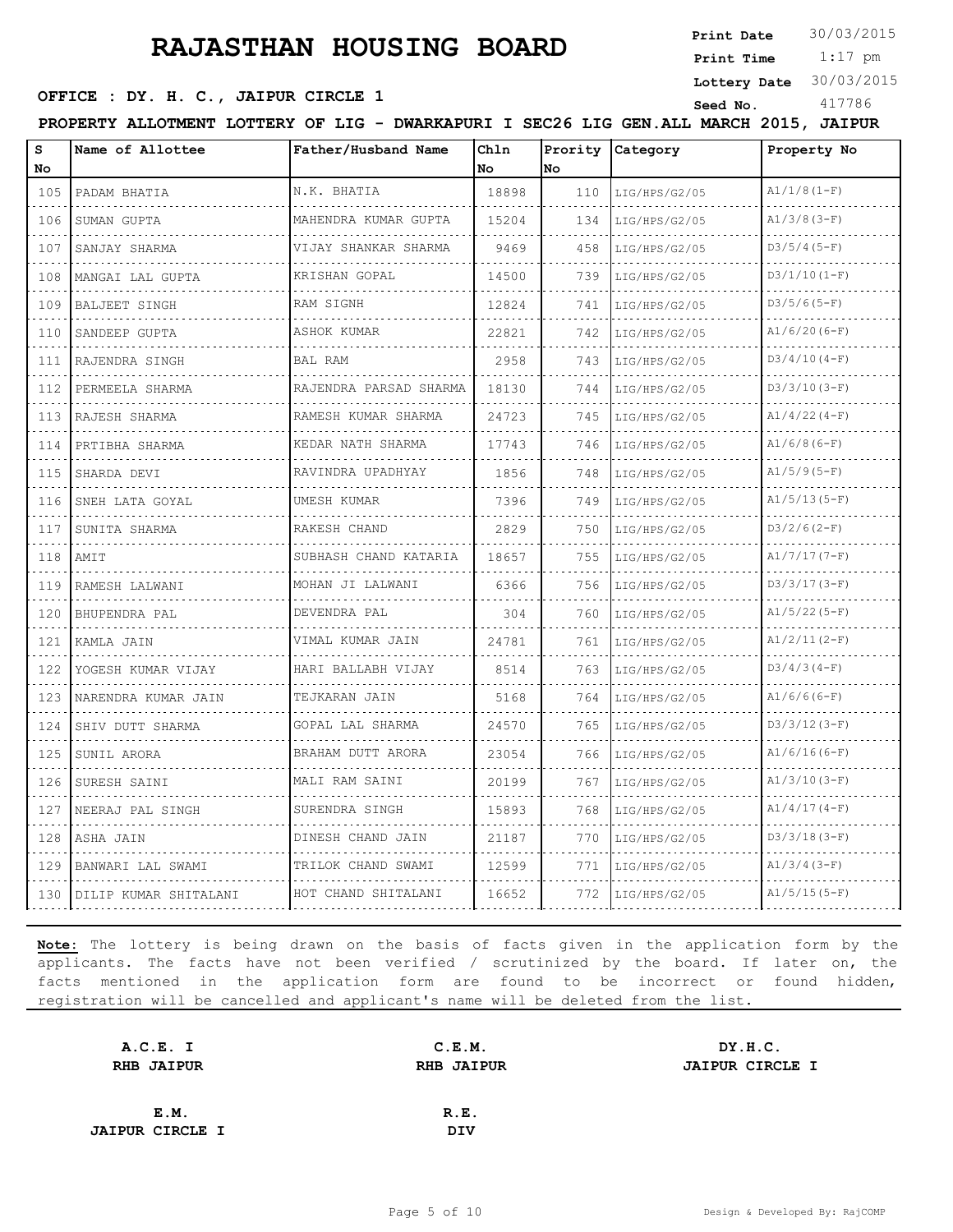# RAJASTHAN HOUSING BOARD

**Print Date** 30/03/2015
**Print Time** 1:17 pm
**Lottery Date** 30/03/2015
**Seed No.** 417786

**OFFICE : DY. H. C., JAIPUR CIRCLE 1**

**PROPERTY ALLOTMENT LOTTERY OF LIG - DWARKAPURI I SEC26 LIG GEN.ALL MARCH 2015, JAIPUR**

| S No | Name of Allottee | Father/Husband Name | Chln No | Prority No | Category | Property No |
|---|---|---|---|---|---|---|
| 105 | PADAM BHATIA | N.K. BHATIA | 18898 | 110 | LIG/HPS/G2/05 | A1/1/8(1-F) |
| 106 | SUMAN GUPTA | MAHENDRA KUMAR GUPTA | 15204 | 134 | LIG/HPS/G2/05 | A1/3/8(3-F) |
| 107 | SANJAY SHARMA | VIJAY SHANKAR SHARMA | 9469 | 458 | LIG/HPS/G2/05 | D3/5/4(5-F) |
| 108 | MANGAI LAL GUPTA | KRISHAN GOPAL | 14500 | 739 | LIG/HPS/G2/05 | D3/1/10(1-F) |
| 109 | BALJEET SINGH | RAM SIGNH | 12824 | 741 | LIG/HPS/G2/05 | D3/5/6(5-F) |
| 110 | SANDEEP GUPTA | ASHOK KUMAR | 22821 | 742 | LIG/HPS/G2/05 | A1/6/20(6-F) |
| 111 | RAJENDRA SINGH | BAL RAM | 2958 | 743 | LIG/HPS/G2/05 | D3/4/10(4-F) |
| 112 | PERMEELA SHARMA | RAJENDRA PARSAD SHARMA | 18130 | 744 | LIG/HPS/G2/05 | D3/3/10(3-F) |
| 113 | RAJESH SHARMA | RAMESH KUMAR SHARMA | 24723 | 745 | LIG/HPS/G2/05 | A1/4/22(4-F) |
| 114 | PRTIBHA SHARMA | KEDAR NATH SHARMA | 17743 | 746 | LIG/HPS/G2/05 | A1/6/8(6-F) |
| 115 | SHARDA DEVI | RAVINDRA UPADHYAY | 1856 | 748 | LIG/HPS/G2/05 | A1/5/9(5-F) |
| 116 | SNEH LATA GOYAL | UMESH KUMAR | 7396 | 749 | LIG/HPS/G2/05 | A1/5/13(5-F) |
| 117 | SUNITA SHARMA | RAKESH CHAND | 2829 | 750 | LIG/HPS/G2/05 | D3/2/6(2-F) |
| 118 | AMIT | SUBHASH CHAND KATARIA | 18657 | 755 | LIG/HPS/G2/05 | A1/7/17(7-F) |
| 119 | RAMESH LALWANI | MOHAN JI LALWANI | 6366 | 756 | LIG/HPS/G2/05 | D3/3/17(3-F) |
| 120 | BHUPENDRA PAL | DEVENDRA PAL | 304 | 760 | LIG/HPS/G2/05 | A1/5/22(5-F) |
| 121 | KAMLA JAIN | VIMAL KUMAR JAIN | 24781 | 761 | LIG/HPS/G2/05 | A1/2/11(2-F) |
| 122 | YOGESH KUMAR VIJAY | HARI BALLABH VIJAY | 8514 | 763 | LIG/HPS/G2/05 | D3/4/3(4-F) |
| 123 | NARENDRA KUMAR JAIN | TEJKARAN JAIN | 5168 | 764 | LIG/HPS/G2/05 | A1/6/6(6-F) |
| 124 | SHIV DUTT SHARMA | GOPAL LAL SHARMA | 24570 | 765 | LIG/HPS/G2/05 | D3/3/12(3-F) |
| 125 | SUNIL ARORA | BRAHAM DUTT ARORA | 23054 | 766 | LIG/HPS/G2/05 | A1/6/16(6-F) |
| 126 | SURESH SAINI | MALI RAM SAINI | 20199 | 767 | LIG/HPS/G2/05 | A1/3/10(3-F) |
| 127 | NEERAJ PAL SINGH | SURENDRA SINGH | 15893 | 768 | LIG/HPS/G2/05 | A1/4/17(4-F) |
| 128 | ASHA JAIN | DINESH CHAND JAIN | 21187 | 770 | LIG/HPS/G2/05 | D3/3/18(3-F) |
| 129 | BANWARI LAL SWAMI | TRILOK CHAND SWAMI | 12599 | 771 | LIG/HPS/G2/05 | A1/3/4(3-F) |
| 130 | DILIP KUMAR SHITALANI | HOT CHAND SHITALANI | 16652 | 772 | LIG/HPS/G2/05 | A1/5/15(5-F) |

**Note:** The lottery is being drawn on the basis of facts given in the application form by the applicants. The facts have not been verified / scrutinized by the board. If later on, the facts mentioned in the application form are found to be incorrect or found hidden, registration will be cancelled and applicant's name will be deleted from the list.

| A.C.E. I<br>RHB JAIPUR | C.E.M.<br>RHB JAIPUR | DY.H.C.<br>JAIPUR CIRCLE I |
|---|---|---|
| E.M.<br>JAIPUR CIRCLE I | R.E.<br>DIV | |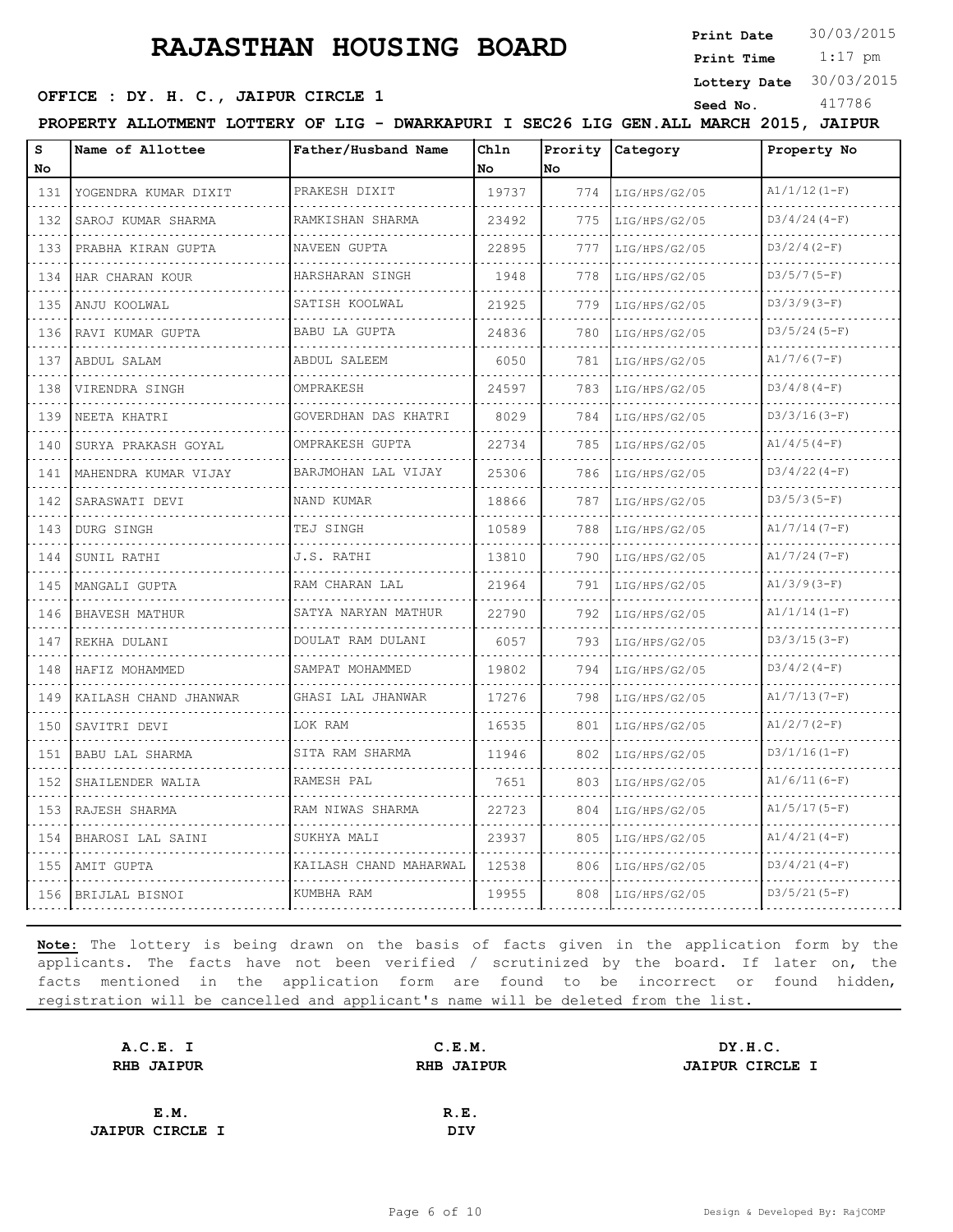# RAJASTHAN HOUSING BOARD

**Print Date** 30/03/2015
**Print Time** 1:17 pm
**Lottery Date** 30/03/2015
**Seed No.** 417786

**OFFICE : DY. H. C., JAIPUR CIRCLE 1**

**PROPERTY ALLOTMENT LOTTERY OF LIG - DWARKAPURI I SEC26 LIG GEN.ALL MARCH 2015, JAIPUR**

| S No | Name of Allottee | Father/Husband Name | Chln No | Prority No | Category | Property No |
|---|---|---|---|---|---|---|
| 131 | YOGENDRA KUMAR DIXIT | PRAKESH DIXIT | 19737 | 774 | LIG/HPS/G2/05 | A1/1/12(1-F) |
| 132 | SAROJ KUMAR SHARMA | RAMKISHAN SHARMA | 23492 | 775 | LIG/HPS/G2/05 | D3/4/24(4-F) |
| 133 | PRABHA KIRAN GUPTA | NAVEEN GUPTA | 22895 | 777 | LIG/HPS/G2/05 | D3/2/4(2-F) |
| 134 | HAR CHARAN KOUR | HARSHARAN SINGH | 1948 | 778 | LIG/HPS/G2/05 | D3/5/7(5-F) |
| 135 | ANJU KOOLWAL | SATISH KOOLWAL | 21925 | 779 | LIG/HPS/G2/05 | D3/3/9(3-F) |
| 136 | RAVI KUMAR GUPTA | BABU LA GUPTA | 24836 | 780 | LIG/HPS/G2/05 | D3/5/24(5-F) |
| 137 | ABDUL SALAM | ABDUL SALEEM | 6050 | 781 | LIG/HPS/G2/05 | A1/7/6(7-F) |
| 138 | VIRENDRA SINGH | OMPRAKESH | 24597 | 783 | LIG/HPS/G2/05 | D3/4/8(4-F) |
| 139 | NEETA KHATRI | GOVERDHAN DAS KHATRI | 8029 | 784 | LIG/HPS/G2/05 | D3/3/16(3-F) |
| 140 | SURYA PRAKASH GOYAL | OMPRAKESH GUPTA | 22734 | 785 | LIG/HPS/G2/05 | A1/4/5(4-F) |
| 141 | MAHENDRA KUMAR VIJAY | BARJMOHAN LAL VIJAY | 25306 | 786 | LIG/HPS/G2/05 | D3/4/22(4-F) |
| 142 | SARASWATI DEVI | NAND KUMAR | 18866 | 787 | LIG/HPS/G2/05 | D3/5/3(5-F) |
| 143 | DURG SINGH | TEJ SINGH | 10589 | 788 | LIG/HPS/G2/05 | A1/7/14(7-F) |
| 144 | SUNIL RATHI | J.S. RATHI | 13810 | 790 | LIG/HPS/G2/05 | A1/7/24(7-F) |
| 145 | MANGALI GUPTA | RAM CHARAN LAL | 21964 | 791 | LIG/HPS/G2/05 | A1/3/9(3-F) |
| 146 | BHAVESH MATHUR | SATYA NARYAN MATHUR | 22790 | 792 | LIG/HPS/G2/05 | A1/1/14(1-F) |
| 147 | REKHA DULANI | DOULAT RAM DULANI | 6057 | 793 | LIG/HPS/G2/05 | D3/3/15(3-F) |
| 148 | HAFIZ MOHAMMED | SAMPAT MOHAMMED | 19802 | 794 | LIG/HPS/G2/05 | D3/4/2(4-F) |
| 149 | KAILASH CHAND JHANWAR | GHASI LAL JHANWAR | 17276 | 798 | LIG/HPS/G2/05 | A1/7/13(7-F) |
| 150 | SAVITRI DEVI | LOK RAM | 16535 | 801 | LIG/HPS/G2/05 | A1/2/7(2-F) |
| 151 | BABU LAL SHARMA | SITA RAM SHARMA | 11946 | 802 | LIG/HPS/G2/05 | D3/1/16(1-F) |
| 152 | SHAILENDER WALIA | RAMESH PAL | 7651 | 803 | LIG/HPS/G2/05 | A1/6/11(6-F) |
| 153 | RAJESH SHARMA | RAM NIWAS SHARMA | 22723 | 804 | LIG/HPS/G2/05 | A1/5/17(5-F) |
| 154 | BHAROSI LAL SAINI | SUKHYA MALI | 23937 | 805 | LIG/HPS/G2/05 | A1/4/21(4-F) |
| 155 | AMIT GUPTA | KAILASH CHAND MAHARWAL | 12538 | 806 | LIG/HPS/G2/05 | D3/4/21(4-F) |
| 156 | BRIJLAL BISNOI | KUMBHA RAM | 19955 | 808 | LIG/HPS/G2/05 | D3/5/21(5-F) |

**Note:** The lottery is being drawn on the basis of facts given in the application form by the applicants. The facts have not been verified / scrutinized by the board. If later on, the facts mentioned in the application form are found to be incorrect or found hidden, registration will be cancelled and applicant's name will be deleted from the list.

| A.C.E. I<br>RHB JAIPUR | C.E.M.<br>RHB JAIPUR | DY.H.C.<br>JAIPUR CIRCLE I |
|---|---|---|
| E.M.<br>JAIPUR CIRCLE I | R.E.<br>DIV | |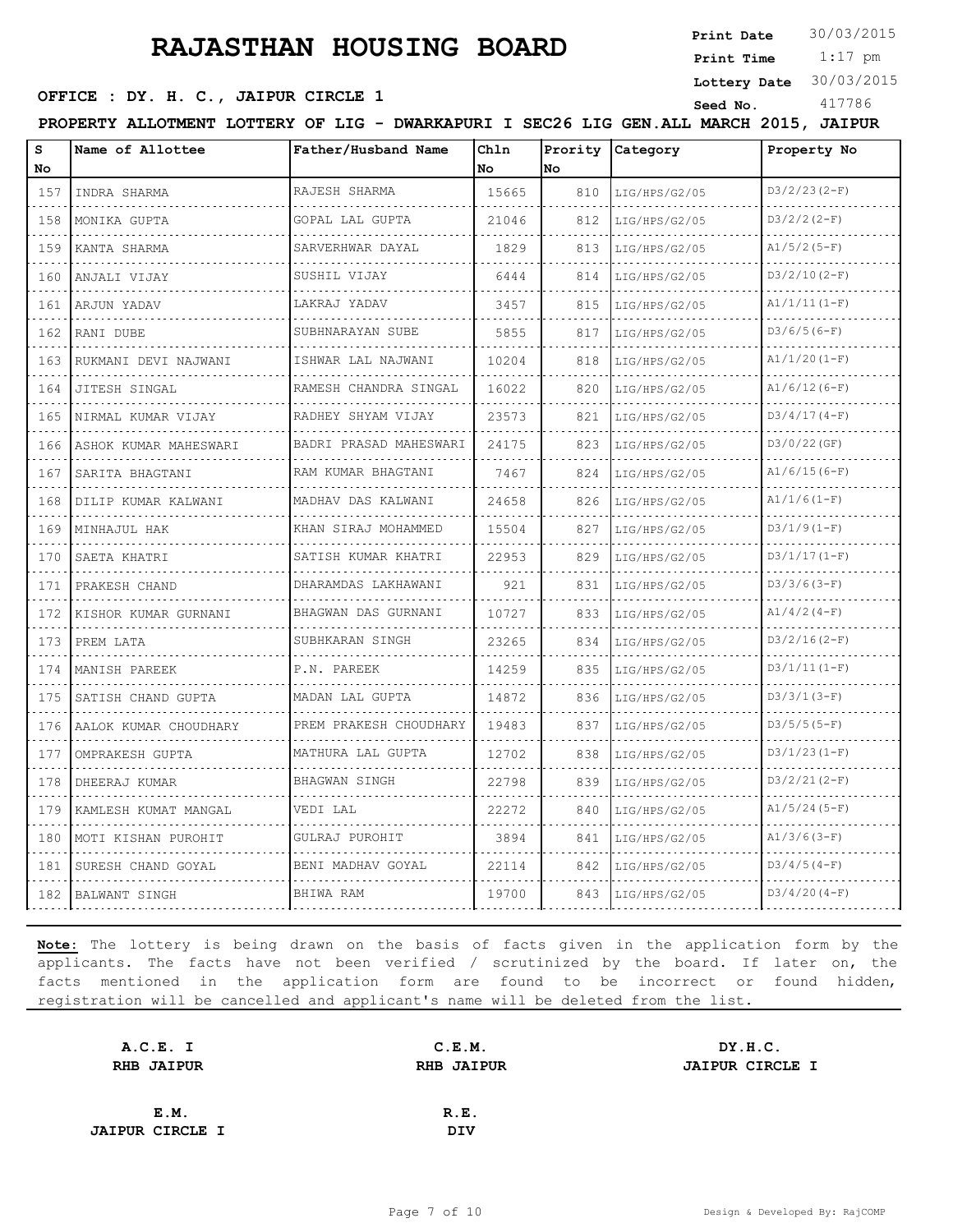# RAJASTHAN HOUSING BOARD

**Print Date** 30/03/2015
**Print Time** 1:17 pm
**Lottery Date** 30/03/2015
**Seed No.** 417786

**OFFICE : DY. H. C., JAIPUR CIRCLE 1**

**PROPERTY ALLOTMENT LOTTERY OF LIG - DWARKAPURI I SEC26 LIG GEN.ALL MARCH 2015, JAIPUR**

| S No | Name of Allottee | Father/Husband Name | Chln No | Prority No | Category | Property No |
|---|---|---|---|---|---|---|
| 157 | INDRA SHARMA | RAJESH SHARMA | 15665 | 810 | LIG/HPS/G2/05 | D3/2/23(2-F) |
| 158 | MONIKA GUPTA | GOPAL LAL GUPTA | 21046 | 812 | LIG/HPS/G2/05 | D3/2/2(2-F) |
| 159 | KANTA SHARMA | SARVERHWAR DAYAL | 1829 | 813 | LIG/HPS/G2/05 | A1/5/2(5-F) |
| 160 | ANJALI VIJAY | SUSHIL VIJAY | 6444 | 814 | LIG/HPS/G2/05 | D3/2/10(2-F) |
| 161 | ARJUN YADAV | LAKRAJ YADAV | 3457 | 815 | LIG/HPS/G2/05 | A1/1/11(1-F) |
| 162 | RANI DUBE | SUBHNARAYAN SUBE | 5855 | 817 | LIG/HPS/G2/05 | D3/6/5(6-F) |
| 163 | RUKMANI DEVI NAJWANI | ISHWAR LAL NAJWANI | 10204 | 818 | LIG/HPS/G2/05 | A1/1/20(1-F) |
| 164 | JITESH SINGAL | RAMESH CHANDRA SINGAL | 16022 | 820 | LIG/HPS/G2/05 | A1/6/12(6-F) |
| 165 | NIRMAL KUMAR VIJAY | RADHEY SHYAM VIJAY | 23573 | 821 | LIG/HPS/G2/05 | D3/4/17(4-F) |
| 166 | ASHOK KUMAR MAHESWARI | BADRI PRASAD MAHESWARI | 24175 | 823 | LIG/HPS/G2/05 | D3/0/22(GF) |
| 167 | SARITA BHAGTANI | RAM KUMAR BHAGTANI | 7467 | 824 | LIG/HPS/G2/05 | A1/6/15(6-F) |
| 168 | DILIP KUMAR KALWANI | MADHAV DAS KALWANI | 24658 | 826 | LIG/HPS/G2/05 | A1/1/6(1-F) |
| 169 | MINHAJUL HAK | KHAN SIRAJ MOHAMMED | 15504 | 827 | LIG/HPS/G2/05 | D3/1/9(1-F) |
| 170 | SAETA KHATRI | SATISH KUMAR KHATRI | 22953 | 829 | LIG/HPS/G2/05 | D3/1/17(1-F) |
| 171 | PRAKESH CHAND | DHARAMDAS LAKHAWANI | 921 | 831 | LIG/HPS/G2/05 | D3/3/6(3-F) |
| 172 | KISHOR KUMAR GURNANI | BHAGWAN DAS GURNANI | 10727 | 833 | LIG/HPS/G2/05 | A1/4/2(4-F) |
| 173 | PREM LATA | SUBHKARAN SINGH | 23265 | 834 | LIG/HPS/G2/05 | D3/2/16(2-F) |
| 174 | MANISH PAREEK | P.N. PAREEK | 14259 | 835 | LIG/HPS/G2/05 | D3/1/11(1-F) |
| 175 | SATISH CHAND GUPTA | MADAN LAL GUPTA | 14872 | 836 | LIG/HPS/G2/05 | D3/3/1(3-F) |
| 176 | AALOK KUMAR CHOUDHARY | PREM PRAKESH CHOUDHARY | 19483 | 837 | LIG/HPS/G2/05 | D3/5/5(5-F) |
| 177 | OMPRAKESH GUPTA | MATHURA LAL GUPTA | 12702 | 838 | LIG/HPS/G2/05 | D3/1/23(1-F) |
| 178 | DHEERAJ KUMAR | BHAGWAN SINGH | 22798 | 839 | LIG/HPS/G2/05 | D3/2/21(2-F) |
| 179 | KAMLESH KUMAT MANGAL | VEDI LAL | 22272 | 840 | LIG/HPS/G2/05 | A1/5/24(5-F) |
| 180 | MOTI KISHAN PUROHIT | GULRAJ PUROHIT | 3894 | 841 | LIG/HPS/G2/05 | A1/3/6(3-F) |
| 181 | SURESH CHAND GOYAL | BENI MADHAV GOYAL | 22114 | 842 | LIG/HPS/G2/05 | D3/4/5(4-F) |
| 182 | BALWANT SINGH | BHIWA RAM | 19700 | 843 | LIG/HPS/G2/05 | D3/4/20(4-F) |

**Note:** The lottery is being drawn on the basis of facts given in the application form by the applicants. The facts have not been verified / scrutinized by the board. If later on, the facts mentioned in the application form are found to be incorrect or found hidden, registration will be cancelled and applicant's name will be deleted from the list.

| | | |
|---|---|---|
| **A.C.E. I**<br>**RHB JAIPUR** | **C.E.M.**<br>**RHB JAIPUR** | **DY.H.C.**<br>**JAIPUR CIRCLE I** |
| **E.M.**<br>**JAIPUR CIRCLE I** | **R.E.**<br>**DIV** | |

Design & Developed By: RajCOMP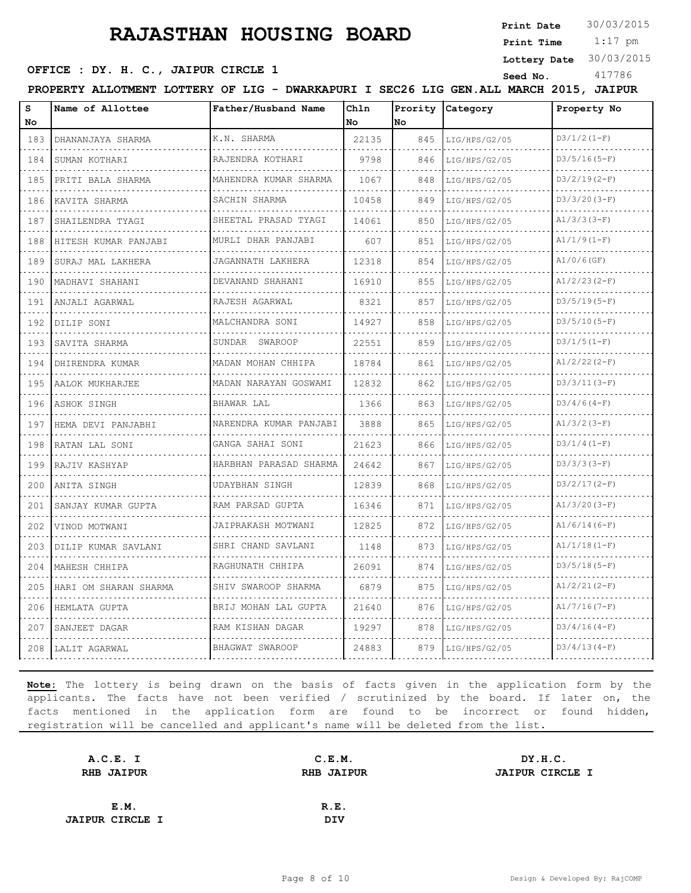# RAJASTHAN HOUSING BOARD

**Print Date** 30/03/2015
**Print Time** 1:17 pm
**Lottery Date** 30/03/2015
**Seed No.** 417786

**OFFICE : DY. H. C., JAIPUR CIRCLE 1**

**PROPERTY ALLOTMENT LOTTERY OF LIG - DWARKAPURI I SEC26 LIG GEN.ALL MARCH 2015, JAIPUR**

| S No | Name of Allottee | Father/Husband Name | Chln No | Prority No | Category | Property No |
|---|---|---|---|---|---|---|
| 183 | DHANANJAYA SHARMA | K.N. SHARMA | 22135 | 845 | LIG/HPS/G2/05 | D3/1/2(1-F) |
| 184 | SUMAN KOTHARI | RAJENDRA KOTHARI | 9798 | 846 | LIG/HPS/G2/05 | D3/5/16(5-F) |
| 185 | PRITI BALA SHARMA | MAHENDRA KUMAR SHARMA | 1067 | 848 | LIG/HPS/G2/05 | D3/2/19(2-F) |
| 186 | KAVITA SHARMA | SACHIN SHARMA | 10458 | 849 | LIG/HPS/G2/05 | D3/3/20(3-F) |
| 187 | SHAILENDRA TYAGI | SHEETAL PRASAD TYAGI | 14061 | 850 | LIG/HPS/G2/05 | A1/3/3(3-F) |
| 188 | HITESH KUMAR PANJABI | MURLI DHAR PANJABI | 607 | 851 | LIG/HPS/G2/05 | A1/1/9(1-F) |
| 189 | SURAJ MAL LAKHERA | JAGANNATH LAKHERA | 12318 | 854 | LIG/HPS/G2/05 | A1/0/6(GF) |
| 190 | MADHAVI SHAHANI | DEVANAND SHAHANI | 16910 | 855 | LIG/HPS/G2/05 | A1/2/23(2-F) |
| 191 | ANJALI AGARWAL | RAJESH AGARWAL | 8321 | 857 | LIG/HPS/G2/05 | D3/5/19(5-F) |
| 192 | DILIP SONI | MALCHANDRA SONI | 14927 | 858 | LIG/HPS/G2/05 | D3/5/10(5-F) |
| 193 | SAVITA SHARMA | SUNDAR SWAROOP | 22551 | 859 | LIG/HPS/G2/05 | D3/1/5(1-F) |
| 194 | DHIRENDRA KUMAR | MADAN MOHAN CHHIPA | 18784 | 861 | LIG/HPS/G2/05 | A1/2/22(2-F) |
| 195 | AALOK MUKHARJEE | MADAN NARAYAN GOSWAMI | 12832 | 862 | LIG/HPS/G2/05 | D3/3/11(3-F) |
| 196 | ASHOK SINGH | BHAWAR LAL | 1366 | 863 | LIG/HPS/G2/05 | D3/4/6(4-F) |
| 197 | HEMA DEVI PANJABHI | NARENDRA KUMAR PANJABI | 3888 | 865 | LIG/HPS/G2/05 | A1/3/2(3-F) |
| 198 | RATAN LAL SONI | GANGA SAHAI SONI | 21623 | 866 | LIG/HPS/G2/05 | D3/1/4(1-F) |
| 199 | RAJIV KASHYAP | HARBHAN PARASAD SHARMA | 24642 | 867 | LIG/HPS/G2/05 | D3/3/3(3-F) |
| 200 | ANITA SINGH | UDAYBHAN SINGH | 12839 | 868 | LIG/HPS/G2/05 | D3/2/17(2-F) |
| 201 | SANJAY KUMAR GUPTA | RAM PARSAD GUPTA | 16346 | 871 | LIG/HPS/G2/05 | A1/3/20(3-F) |
| 202 | VINOD MOTWANI | JAIPRAKASH MOTWANI | 12825 | 872 | LIG/HPS/G2/05 | A1/6/14(6-F) |
| 203 | DILIP KUMAR SAVLANI | SHRI CHAND SAVLANI | 1148 | 873 | LIG/HPS/G2/05 | A1/1/18(1-F) |
| 204 | MAHESH CHHIPA | RAGHUNATH CHHIPA | 26091 | 874 | LIG/HPS/G2/05 | D3/5/18(5-F) |
| 205 | HARI OM SHARAN SHARMA | SHIV SWAROOP SHARMA | 6879 | 875 | LIG/HPS/G2/05 | A1/2/21(2-F) |
| 206 | HEMLATA GUPTA | BRIJ MOHAN LAL GUPTA | 21640 | 876 | LIG/HPS/G2/05 | A1/7/16(7-F) |
| 207 | SANJEET DAGAR | RAM KISHAN DAGAR | 19297 | 878 | LIG/HPS/G2/05 | D3/4/16(4-F) |
| 208 | LALIT AGARWAL | BHAGWAT SWAROOP | 24883 | 879 | LIG/HPS/G2/05 | D3/4/13(4-F) |

**Note:** The lottery is being drawn on the basis of facts given in the application form by the applicants. The facts have not been verified / scrutinized by the board. If later on, the facts mentioned in the application form are found to be incorrect or found hidden, registration will be cancelled and applicant's name will be deleted from the list.

| A.C.E. I | C.E.M. | DY.H.C. |
|---|---|---|
| RHB JAIPUR | RHB JAIPUR | JAIPUR CIRCLE I |

| E.M. | R.E. |
|---|---|
| JAIPUR CIRCLE I | DIV |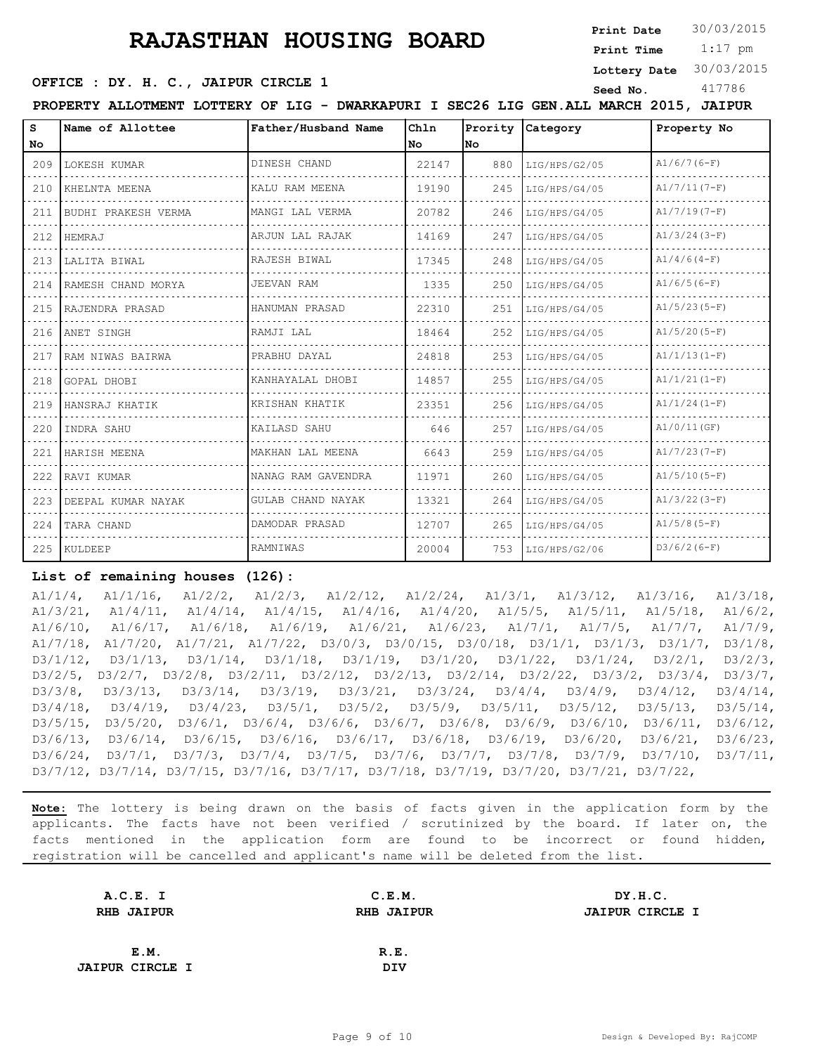# RAJASTHAN HOUSING BOARD

**Print Date** 30/03/2015
**Print Time** 1:17 pm
**Lottery Date** 30/03/2015
**Seed No.** 417786

**OFFICE : DY. H. C., JAIPUR CIRCLE 1**

**PROPERTY ALLOTMENT LOTTERY OF LIG - DWARKAPURI I SEC26 LIG GEN.ALL MARCH 2015, JAIPUR**

| S No | Name of Allottee | Father/Husband Name | Chln No | Prority No | Category | Property No |
|---|---|---|---|---|---|---|
| 209 | LOKESH KUMAR | DINESH CHAND | 22147 | 880 | LIG/HPS/G2/05 | A1/6/7(6-F) |
| 210 | KHELNTA MEENA | KALU RAM MEENA | 19190 | 245 | LIG/HPS/G4/05 | A1/7/11(7-F) |
| 211 | BUDHI PRAKESH VERMA | MANGI LAL VERMA | 20782 | 246 | LIG/HPS/G4/05 | A1/7/19(7-F) |
| 212 | HEMRAJ | ARJUN LAL RAJAK | 14169 | 247 | LIG/HPS/G4/05 | A1/3/24(3-F) |
| 213 | LALITA BIWAL | RAJESH BIWAL | 17345 | 248 | LIG/HPS/G4/05 | A1/4/6(4-F) |
| 214 | RAMESH CHAND MORYA | JEEVAN RAM | 1335 | 250 | LIG/HPS/G4/05 | A1/6/5(6-F) |
| 215 | RAJENDRA PRASAD | HANUMAN PRASAD | 22310 | 251 | LIG/HPS/G4/05 | A1/5/23(5-F) |
| 216 | ANET SINGH | RAMJI LAL | 18464 | 252 | LIG/HPS/G4/05 | A1/5/20(5-F) |
| 217 | RAM NIWAS BAIRWA | PRABHU DAYAL | 24818 | 253 | LIG/HPS/G4/05 | A1/1/13(1-F) |
| 218 | GOPAL DHOBI | KANHAYALAL DHOBI | 14857 | 255 | LIG/HPS/G4/05 | A1/1/21(1-F) |
| 219 | HANSRAJ KHATIK | KRISHAN KHATIK | 23351 | 256 | LIG/HPS/G4/05 | A1/1/24(1-F) |
| 220 | INDRA SAHU | KAILASD SAHU | 646 | 257 | LIG/HPS/G4/05 | A1/0/11(GF) |
| 221 | HARISH MEENA | MAKHAN LAL MEENA | 6643 | 259 | LIG/HPS/G4/05 | A1/7/23(7-F) |
| 222 | RAVI KUMAR | NANAG RAM GAVENDRA | 11971 | 260 | LIG/HPS/G4/05 | A1/5/10(5-F) |
| 223 | DEEPAL KUMAR NAYAK | GULAB CHAND NAYAK | 13321 | 264 | LIG/HPS/G4/05 | A1/3/22(3-F) |
| 224 | TARA CHAND | DAMODAR PRASAD | 12707 | 265 | LIG/HPS/G4/05 | A1/5/8(5-F) |
| 225 | KULDEEP | RAMNIWAS | 20004 | 753 | LIG/HPS/G2/06 | D3/6/2(6-F) |

**List of remaining houses (126):**

A1/1/4, A1/1/16, A1/2/2, A1/2/3, A1/2/12, A1/2/24, A1/3/1, A1/3/12, A1/3/16, A1/3/18, A1/3/21, A1/4/11, A1/4/14, A1/4/15, A1/4/16, A1/4/20, A1/5/5, A1/5/11, A1/5/18, A1/6/2, A1/6/10, A1/6/17, A1/6/18, A1/6/19, A1/6/21, A1/6/23, A1/7/1, A1/7/5, A1/7/7, A1/7/9, A1/7/18, A1/7/20, A1/7/21, A1/7/22, D3/0/3, D3/0/15, D3/0/18, D3/1/1, D3/1/3, D3/1/7, D3/1/8, D3/1/12, D3/1/13, D3/1/14, D3/1/18, D3/1/19, D3/1/20, D3/1/22, D3/1/24, D3/2/1, D3/2/3, D3/2/5, D3/2/7, D3/2/8, D3/2/11, D3/2/12, D3/2/13, D3/2/14, D3/2/22, D3/3/2, D3/3/4, D3/3/7, D3/3/8, D3/3/13, D3/3/14, D3/3/19, D3/3/21, D3/3/24, D3/4/4, D3/4/9, D3/4/12, D3/4/14, D3/4/18, D3/4/19, D3/4/23, D3/5/1, D3/5/2, D3/5/9, D3/5/11, D3/5/12, D3/5/13, D3/5/14, D3/5/15, D3/5/20, D3/6/1, D3/6/4, D3/6/6, D3/6/7, D3/6/8, D3/6/9, D3/6/10, D3/6/11, D3/6/12, D3/6/13, D3/6/14, D3/6/15, D3/6/16, D3/6/17, D3/6/18, D3/6/19, D3/6/20, D3/6/21, D3/6/23, D3/6/24, D3/7/1, D3/7/3, D3/7/4, D3/7/5, D3/7/6, D3/7/7, D3/7/8, D3/7/9, D3/7/10, D3/7/11, D3/7/12, D3/7/14, D3/7/15, D3/7/16, D3/7/17, D3/7/18, D3/7/19, D3/7/20, D3/7/21, D3/7/22,

**Note:** The lottery is being drawn on the basis of facts given in the application form by the applicants. The facts have not been verified / scrutinized by the board. If later on, the facts mentioned in the application form are found to be incorrect or found hidden, registration will be cancelled and applicant's name will be deleted from the list.

| A.C.E. I | C.E.M. | DY.H.C. |
|---|---|---|
| RHB JAIPUR | RHB JAIPUR | JAIPUR CIRCLE I |
| E.M. | R.E. | |
| JAIPUR CIRCLE I | DIV | |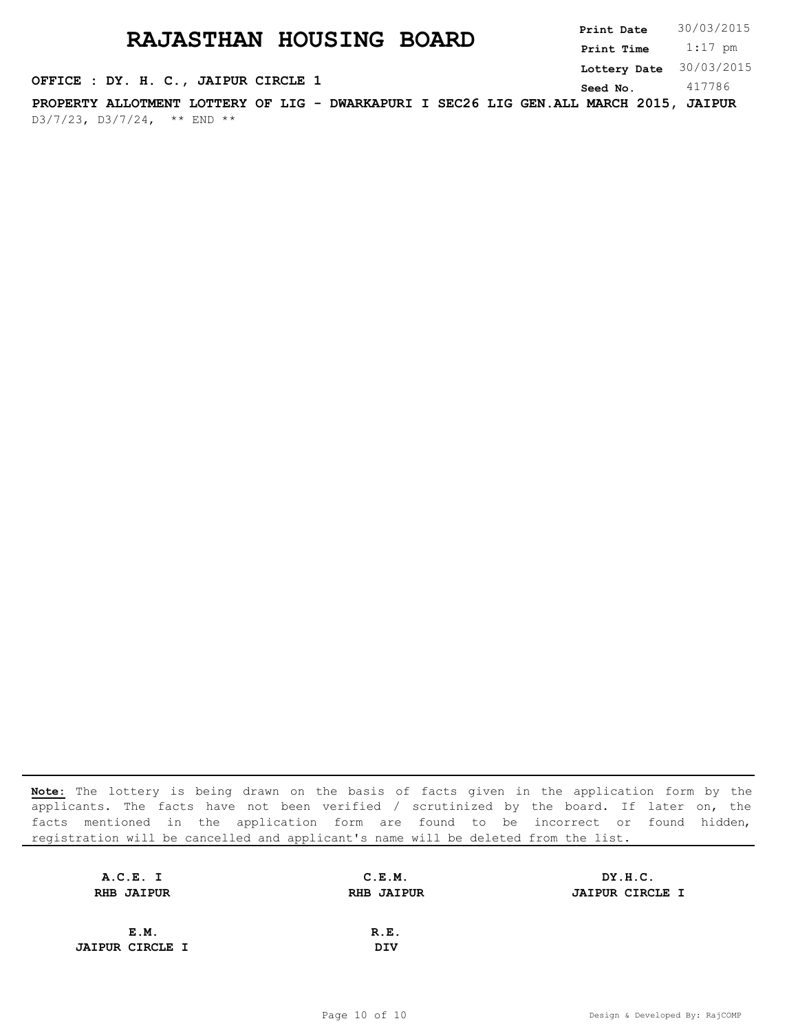# RAJASTHAN HOUSING BOARD

**Print Date** 30/03/2015
**Print Time** 1:17 pm
**Lottery Date** 30/03/2015
**Seed No.** 417786

**OFFICE : DY. H. C., JAIPUR CIRCLE 1**

**PROPERTY ALLOTMENT LOTTERY OF LIG - DWARKAPURI I SEC26 LIG GEN.ALL MARCH 2015, JAIPUR**

D3/7/23, D3/7/24, ** END **

**Note:** The lottery is being drawn on the basis of facts given in the application form by the applicants. The facts have not been verified / scrutinized by the board. If later on, the facts mentioned in the application form are found to be incorrect or found hidden, registration will be cancelled and applicant's name will be deleted from the list.

| | | |
|---|---|---|
| **A.C.E. I**<br>**RHB JAIPUR** | **C.E.M.**<br>**RHB JAIPUR** | **DY.H.C.**<br>**JAIPUR CIRCLE I** |
| **E.M.**<br>**JAIPUR CIRCLE I** | **R.E.**<br>**DIV** | |

Design & Developed By: RajCOMP